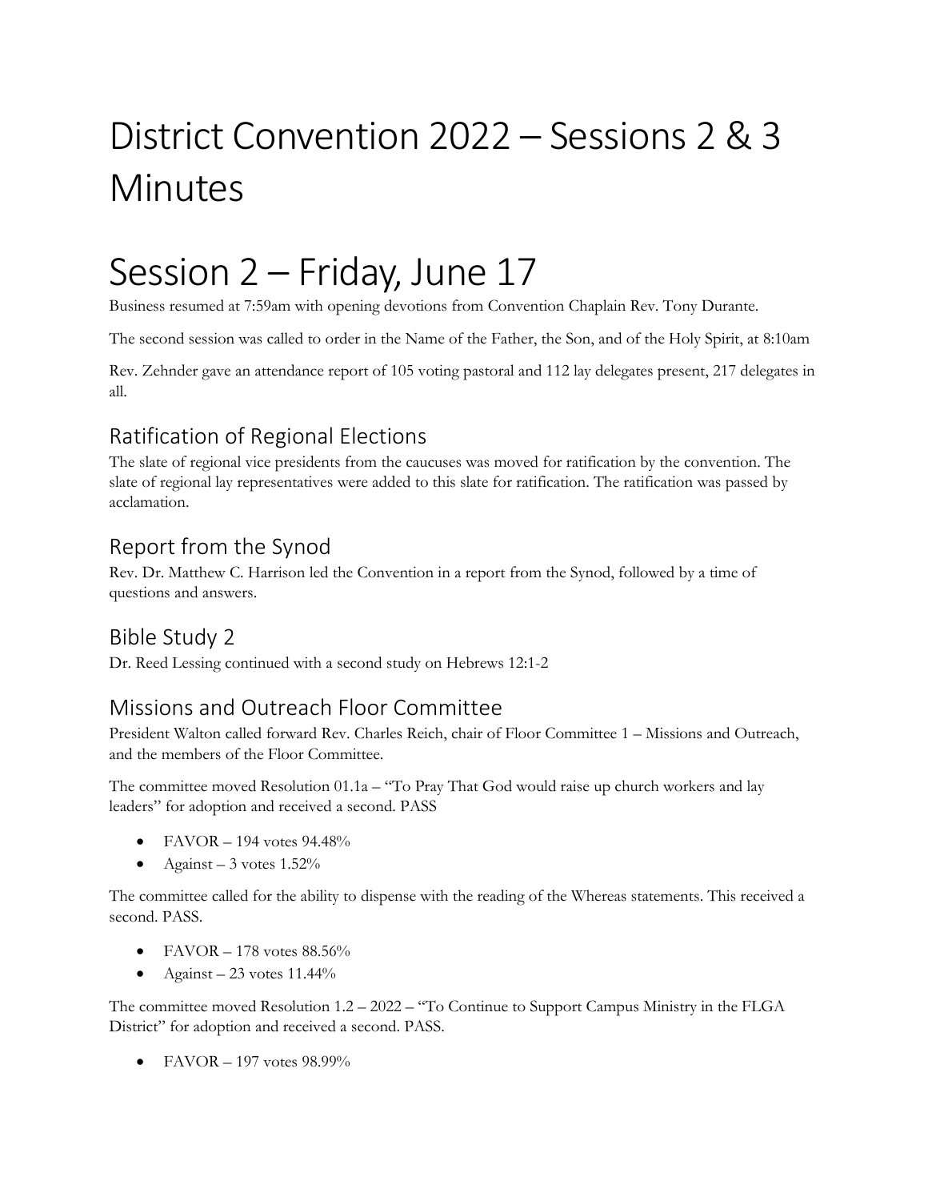# District Convention 2022 – Sessions 2 & 3 Minutes

# Session 2 – Friday, June 17

Business resumed at 7:59am with opening devotions from Convention Chaplain Rev. Tony Durante.

The second session was called to order in the Name of the Father, the Son, and of the Holy Spirit, at 8:10am

Rev. Zehnder gave an attendance report of 105 voting pastoral and 112 lay delegates present, 217 delegates in all.

## Ratification of Regional Elections

The slate of regional vice presidents from the caucuses was moved for ratification by the convention. The slate of regional lay representatives were added to this slate for ratification. The ratification was passed by acclamation.

## Report from the Synod

Rev. Dr. Matthew C. Harrison led the Convention in a report from the Synod, followed by a time of questions and answers.

## Bible Study 2

Dr. Reed Lessing continued with a second study on Hebrews 12:1-2

## Missions and Outreach Floor Committee

President Walton called forward Rev. Charles Reich, chair of Floor Committee 1 – Missions and Outreach, and the members of the Floor Committee.

The committee moved Resolution 01.1a – "To Pray That God would raise up church workers and lay leaders" for adoption and received a second. PASS

- FAVOR – 194 votes 94.48%
- Against – 3 votes 1.52%

The committee called for the ability to dispense with the reading of the Whereas statements. This received a second. PASS.

- FAVOR – 178 votes 88.56%
- Against – 23 votes 11.44%

The committee moved Resolution 1.2 – 2022 – "To Continue to Support Campus Ministry in the FLGA District" for adoption and received a second. PASS.

- FAVOR – 197 votes 98.99%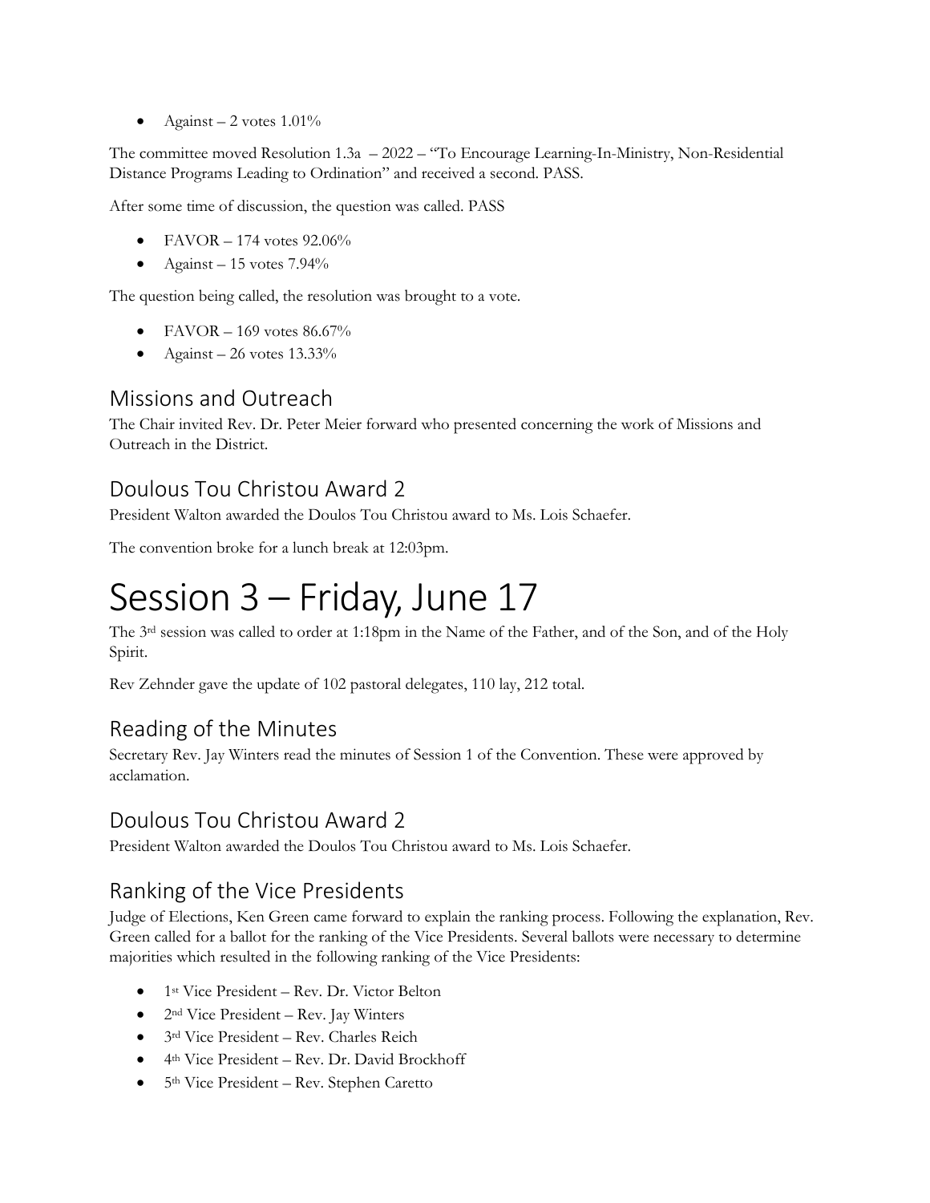- Against – 2 votes 1.01%

The committee moved Resolution 1.3a – 2022 – "To Encourage Learning-In-Ministry, Non-Residential Distance Programs Leading to Ordination" and received a second. PASS.

After some time of discussion, the question was called. PASS

- FAVOR – 174 votes 92.06%
- Against – 15 votes 7.94%

The question being called, the resolution was brought to a vote.

- FAVOR – 169 votes 86.67%
- Against – 26 votes 13.33%

## Missions and Outreach

The Chair invited Rev. Dr. Peter Meier forward who presented concerning the work of Missions and Outreach in the District.

## Doulous Tou Christou Award 2

President Walton awarded the Doulos Tou Christou award to Ms. Lois Schaefer.

The convention broke for a lunch break at 12:03pm.

# Session 3 – Friday, June 17

The 3rd session was called to order at 1:18pm in the Name of the Father, and of the Son, and of the Holy Spirit.

Rev Zehnder gave the update of 102 pastoral delegates, 110 lay, 212 total.

## Reading of the Minutes

Secretary Rev. Jay Winters read the minutes of Session 1 of the Convention. These were approved by acclamation.

## Doulous Tou Christou Award 2

President Walton awarded the Doulos Tou Christou award to Ms. Lois Schaefer.

## Ranking of the Vice Presidents

Judge of Elections, Ken Green came forward to explain the ranking process. Following the explanation, Rev. Green called for a ballot for the ranking of the Vice Presidents. Several ballots were necessary to determine majorities which resulted in the following ranking of the Vice Presidents:

- 1st Vice President – Rev. Dr. Victor Belton
- 2nd Vice President – Rev. Jay Winters
- 3rd Vice President – Rev. Charles Reich
- 4th Vice President – Rev. Dr. David Brockhoff
- 5th Vice President – Rev. Stephen Caretto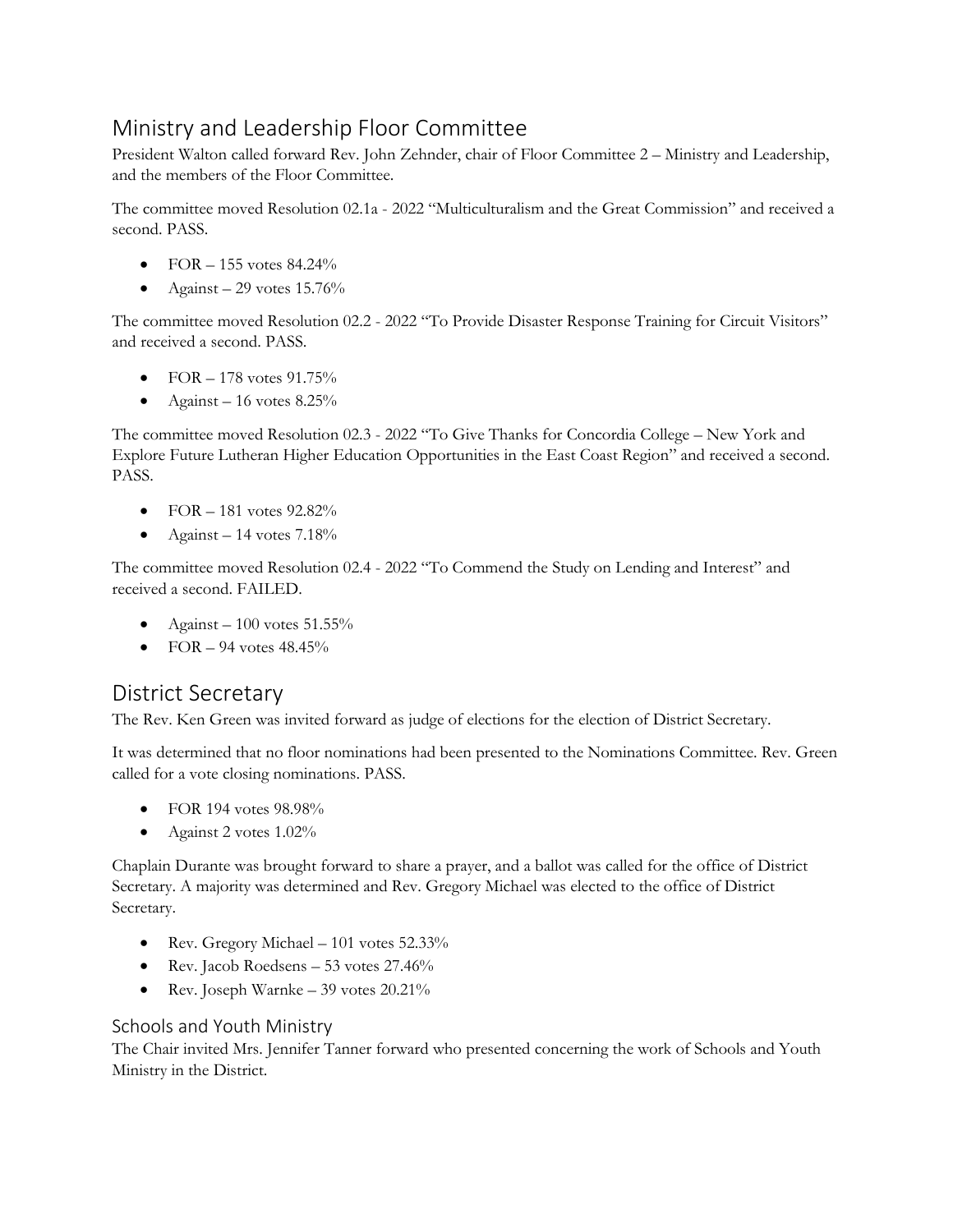## Ministry and Leadership Floor Committee

President Walton called forward Rev. John Zehnder, chair of Floor Committee 2 – Ministry and Leadership, and the members of the Floor Committee.

The committee moved Resolution 02.1a - 2022 "Multiculturalism and the Great Commission" and received a second. PASS.

- FOR – 155 votes 84.24%
- Against – 29 votes 15.76%

The committee moved Resolution 02.2 - 2022 "To Provide Disaster Response Training for Circuit Visitors" and received a second. PASS.

- FOR – 178 votes 91.75%
- Against – 16 votes 8.25%

The committee moved Resolution 02.3 - 2022 "To Give Thanks for Concordia College – New York and Explore Future Lutheran Higher Education Opportunities in the East Coast Region" and received a second. PASS.

- FOR – 181 votes 92.82%
- Against – 14 votes 7.18%

The committee moved Resolution 02.4 - 2022 "To Commend the Study on Lending and Interest" and received a second. FAILED.

- Against – 100 votes 51.55%
- FOR – 94 votes 48.45%

## District Secretary

The Rev. Ken Green was invited forward as judge of elections for the election of District Secretary.

It was determined that no floor nominations had been presented to the Nominations Committee. Rev. Green called for a vote closing nominations. PASS.

- FOR 194 votes 98.98%
- Against 2 votes 1.02%

Chaplain Durante was brought forward to share a prayer, and a ballot was called for the office of District Secretary. A majority was determined and Rev. Gregory Michael was elected to the office of District Secretary.

- Rev. Gregory Michael – 101 votes 52.33%
- Rev. Jacob Roedsens – 53 votes 27.46%
- Rev. Joseph Warnke – 39 votes 20.21%

### Schools and Youth Ministry

The Chair invited Mrs. Jennifer Tanner forward who presented concerning the work of Schools and Youth Ministry in the District.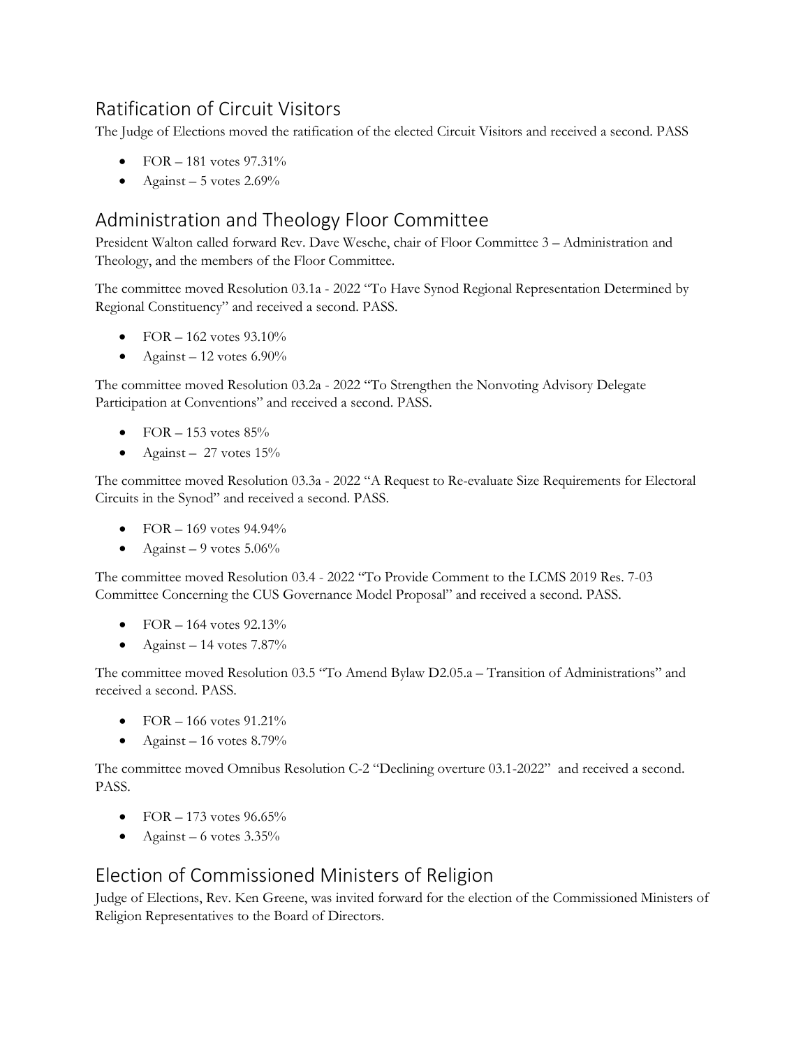## Ratification of Circuit Visitors

The Judge of Elections moved the ratification of the elected Circuit Visitors and received a second. PASS

- FOR – 181 votes 97.31%
- Against – 5 votes 2.69%

## Administration and Theology Floor Committee

President Walton called forward Rev. Dave Wesche, chair of Floor Committee 3 – Administration and Theology, and the members of the Floor Committee.

The committee moved Resolution 03.1a - 2022 "To Have Synod Regional Representation Determined by Regional Constituency" and received a second. PASS.

- FOR – 162 votes 93.10%
- Against – 12 votes 6.90%

The committee moved Resolution 03.2a - 2022 "To Strengthen the Nonvoting Advisory Delegate Participation at Conventions" and received a second. PASS.

- FOR – 153 votes 85%
- Against – 27 votes 15%

The committee moved Resolution 03.3a - 2022 "A Request to Re-evaluate Size Requirements for Electoral Circuits in the Synod" and received a second. PASS.

- FOR – 169 votes 94.94%
- Against – 9 votes 5.06%

The committee moved Resolution 03.4 - 2022 "To Provide Comment to the LCMS 2019 Res. 7-03 Committee Concerning the CUS Governance Model Proposal" and received a second. PASS.

- FOR – 164 votes 92.13%
- Against – 14 votes 7.87%

The committee moved Resolution 03.5 "To Amend Bylaw D2.05.a – Transition of Administrations" and received a second. PASS.

- FOR – 166 votes 91.21%
- Against – 16 votes 8.79%

The committee moved Omnibus Resolution C-2 "Declining overture 03.1-2022" and received a second. PASS.

- FOR – 173 votes 96.65%
- Against – 6 votes 3.35%

## Election of Commissioned Ministers of Religion

Judge of Elections, Rev. Ken Greene, was invited forward for the election of the Commissioned Ministers of Religion Representatives to the Board of Directors.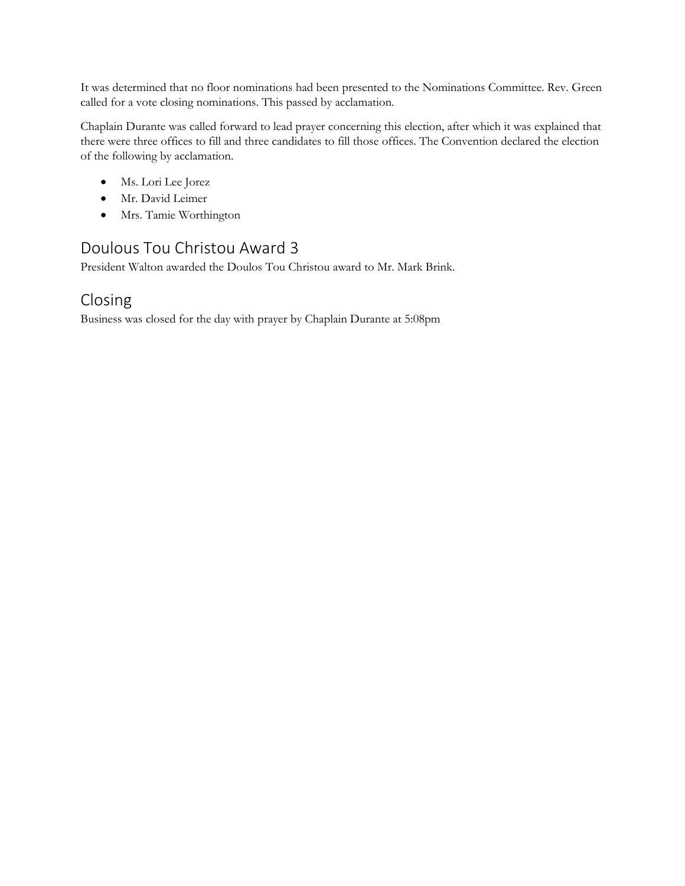It was determined that no floor nominations had been presented to the Nominations Committee. Rev. Green called for a vote closing nominations. This passed by acclamation.

Chaplain Durante was called forward to lead prayer concerning this election, after which it was explained that there were three offices to fill and three candidates to fill those offices. The Convention declared the election of the following by acclamation.

- Ms. Lori Lee Jorez
- Mr. David Leimer
- Mrs. Tamie Worthington

## Doulous Tou Christou Award 3

President Walton awarded the Doulos Tou Christou award to Mr. Mark Brink.

## Closing

Business was closed for the day with prayer by Chaplain Durante at 5:08pm